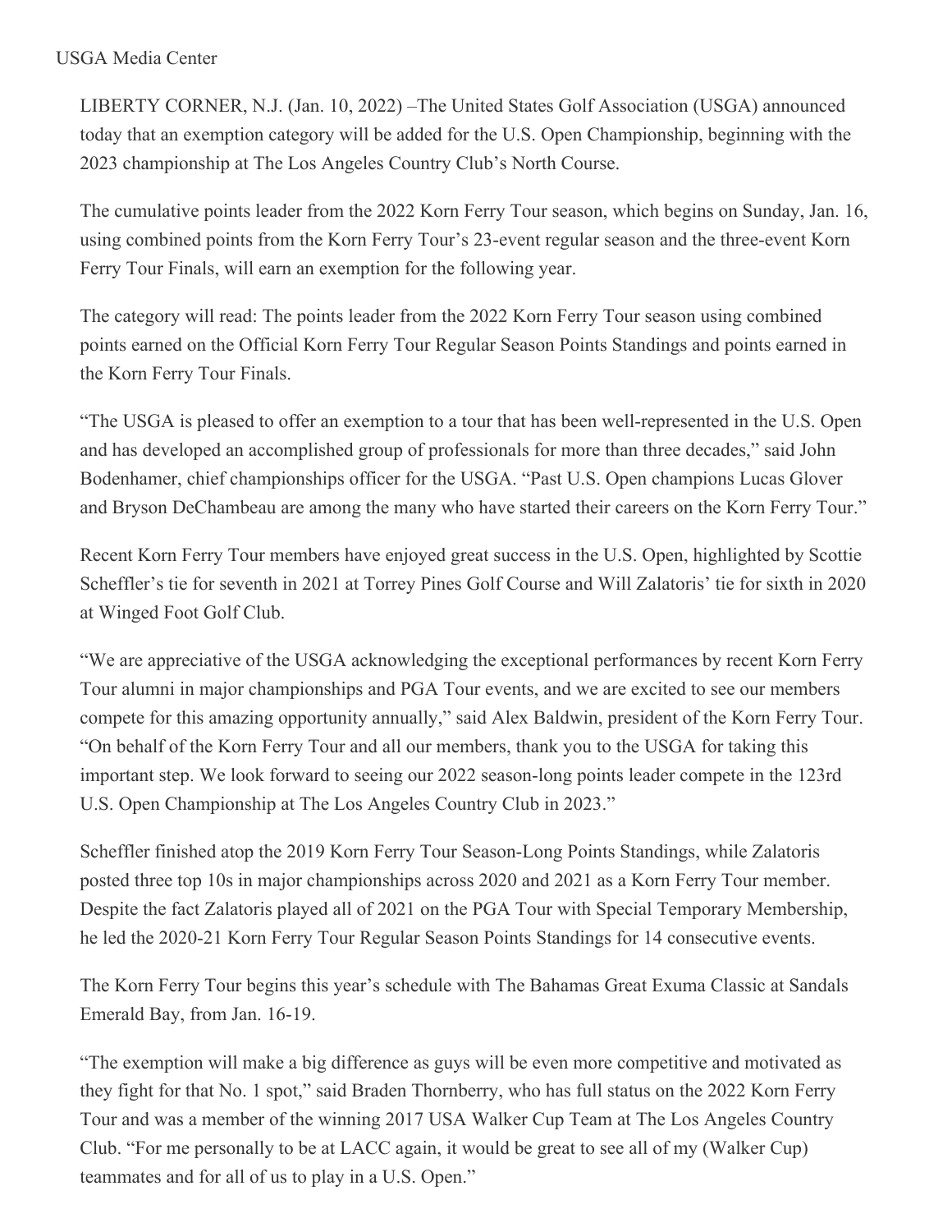USGA Media Center

LIBERTY CORNER, N.J. (Jan. 10, 2022) –The United States Golf Association (USGA) announced today that an exemption category will be added for the U.S. Open Championship, beginning with the 2023 championship at The Los Angeles Country Club's North Course.

The cumulative points leader from the 2022 Korn Ferry Tour season, which begins on Sunday, Jan. 16, using combined points from the Korn Ferry Tour's 23-event regular season and the three-event Korn Ferry Tour Finals, will earn an exemption for the following year.

The category will read: The points leader from the 2022 Korn Ferry Tour season using combined points earned on the Official Korn Ferry Tour Regular Season Points Standings and points earned in the Korn Ferry Tour Finals.

"The USGA is pleased to offer an exemption to a tour that has been well-represented in the U.S. Open and has developed an accomplished group of professionals for more than three decades," said John Bodenhamer, chief championships officer for the USGA. "Past U.S. Open champions Lucas Glover and Bryson DeChambeau are among the many who have started their careers on the Korn Ferry Tour."

Recent Korn Ferry Tour members have enjoyed great success in the U.S. Open, highlighted by Scottie Scheffler's tie for seventh in 2021 at Torrey Pines Golf Course and Will Zalatoris' tie for sixth in 2020 at Winged Foot Golf Club.

"We are appreciative of the USGA acknowledging the exceptional performances by recent Korn Ferry Tour alumni in major championships and PGA Tour events, and we are excited to see our members compete for this amazing opportunity annually," said Alex Baldwin, president of the Korn Ferry Tour. "On behalf of the Korn Ferry Tour and all our members, thank you to the USGA for taking this important step. We look forward to seeing our 2022 season-long points leader compete in the 123rd U.S. Open Championship at The Los Angeles Country Club in 2023."

Scheffler finished atop the 2019 Korn Ferry Tour Season-Long Points Standings, while Zalatoris posted three top 10s in major championships across 2020 and 2021 as a Korn Ferry Tour member. Despite the fact Zalatoris played all of 2021 on the PGA Tour with Special Temporary Membership, he led the 2020-21 Korn Ferry Tour Regular Season Points Standings for 14 consecutive events.

The Korn Ferry Tour begins this year's schedule with The Bahamas Great Exuma Classic at Sandals Emerald Bay, from Jan. 16-19.

"The exemption will make a big difference as guys will be even more competitive and motivated as they fight for that No. 1 spot," said Braden Thornberry, who has full status on the 2022 Korn Ferry Tour and was a member of the winning 2017 USA Walker Cup Team at The Los Angeles Country Club. "For me personally to be at LACC again, it would be great to see all of my (Walker Cup) teammates and for all of us to play in a U.S. Open."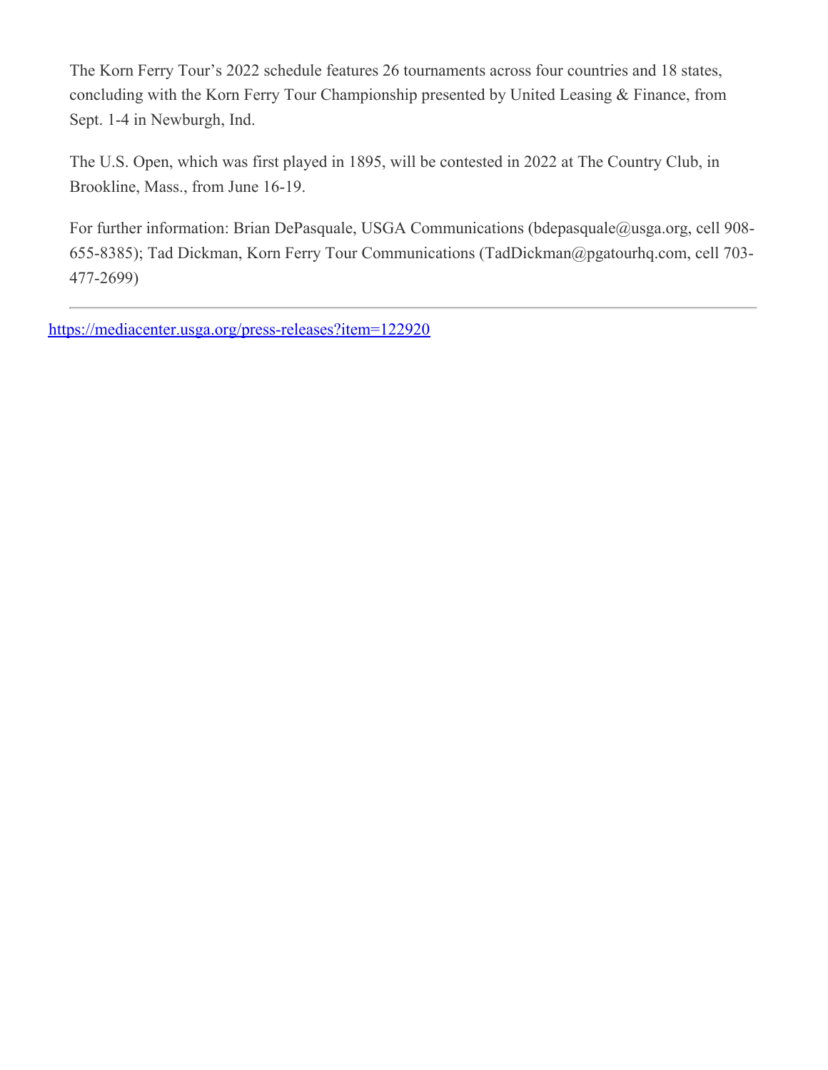The Korn Ferry Tour's 2022 schedule features 26 tournaments across four countries and 18 states, concluding with the Korn Ferry Tour Championship presented by United Leasing & Finance, from Sept. 1-4 in Newburgh, Ind.

The U.S. Open, which was first played in 1895, will be contested in 2022 at The Country Club, in Brookline, Mass., from June 16-19.

For further information: Brian DePasquale, USGA Communications (bdepasquale@usga.org, cell 908-655-8385); Tad Dickman, Korn Ferry Tour Communications (TadDickman@pgatourhq.com, cell 703-477-2699)

---

https://mediacenter.usga.org/press-releases?item=122920